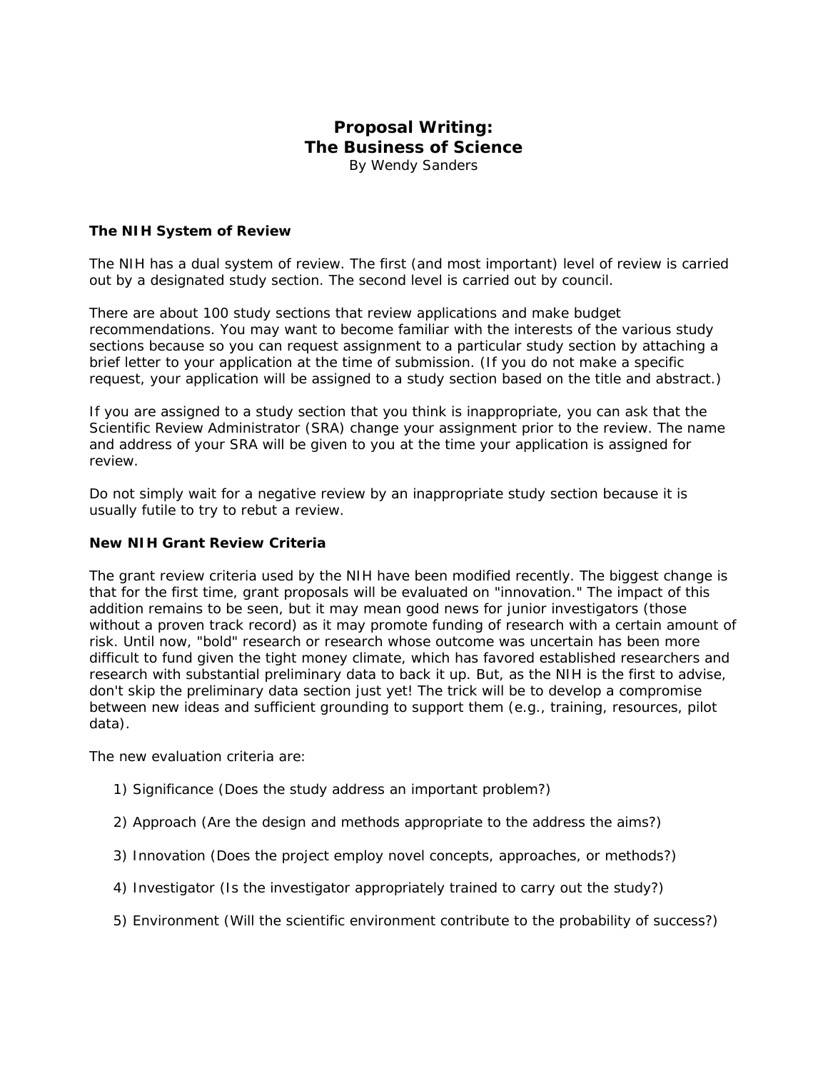# Proposal Writing:
# The Business of Science

By Wendy Sanders

### The NIH System of Review

The NIH has a dual system of review. The first (and most important) level of review is carried out by a designated study section. The second level is carried out by council.

There are about 100 study sections that review applications and make budget recommendations. You may want to become familiar with the interests of the various study sections because so you can request assignment to a particular study section by attaching a brief letter to your application at the time of submission. (If you do not make a specific request, your application will be assigned to a study section based on the title and abstract.)

If you are assigned to a study section that you think is inappropriate, you can ask that the Scientific Review Administrator (SRA) change your assignment prior to the review. The name and address of your SRA will be given to you at the time your application is assigned for review.

Do not simply wait for a negative review by an inappropriate study section because it is usually futile to try to rebut a review.

### New NIH Grant Review Criteria

The grant review criteria used by the NIH have been modified recently. The biggest change is that for the first time, grant proposals will be evaluated on "innovation." The impact of this addition remains to be seen, but it may mean good news for junior investigators (those without a proven track record) as it may promote funding of research with a certain amount of risk. Until now, "bold" research or research whose outcome was uncertain has been more difficult to fund given the tight money climate, which has favored established researchers and research with substantial preliminary data to back it up. But, as the NIH is the first to advise, don't skip the preliminary data section just yet! The trick will be to develop a compromise between new ideas and sufficient grounding to support them (e.g., training, resources, pilot data).

The new evaluation criteria are:

1) Significance (Does the study address an important problem?)

2) Approach (Are the design and methods appropriate to the address the aims?)

3) Innovation (Does the project employ novel concepts, approaches, or methods?)

4) Investigator (Is the investigator appropriately trained to carry out the study?)

5) Environment (Will the scientific environment contribute to the probability of success?)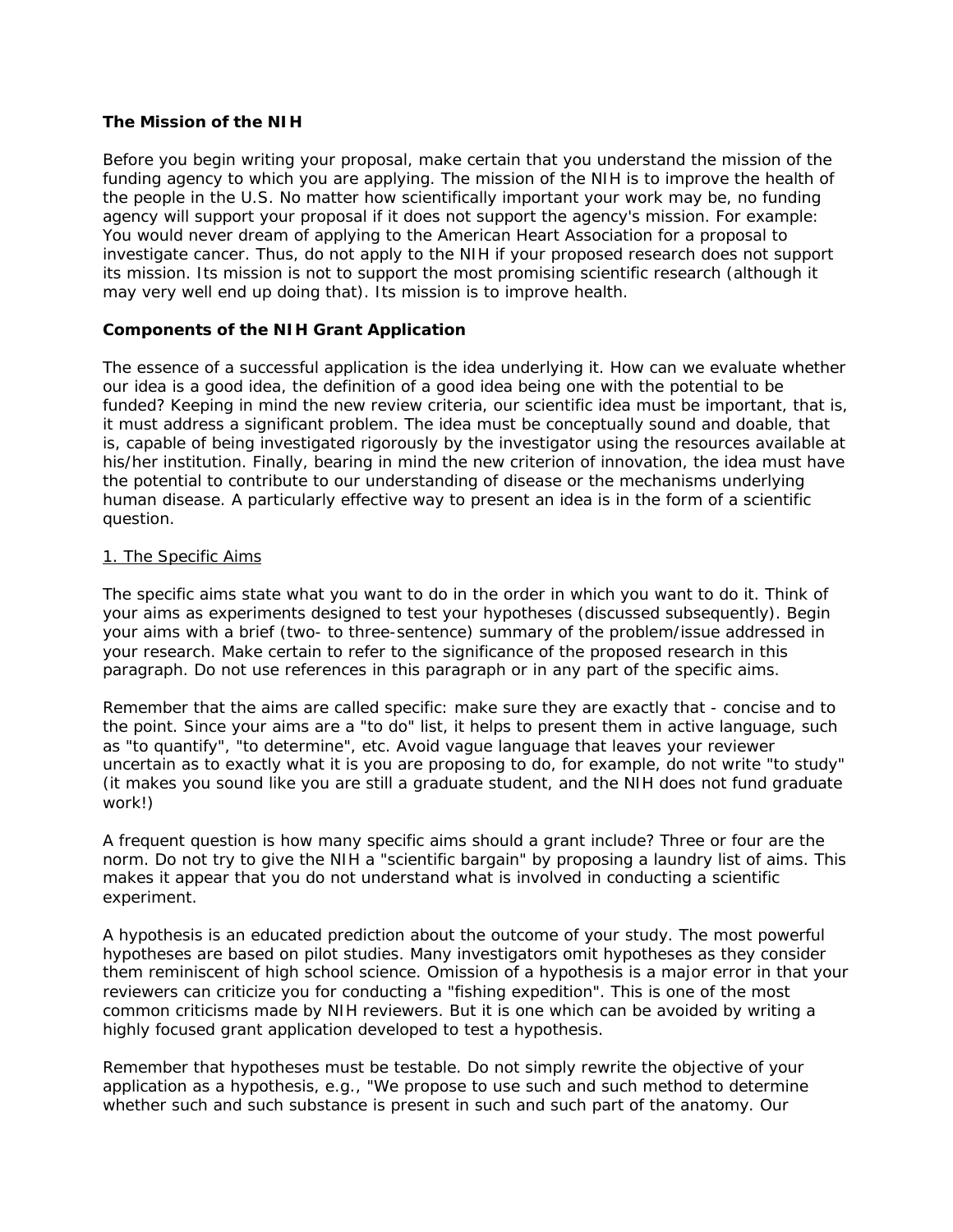### The Mission of the NIH

Before you begin writing your proposal, make certain that you understand the mission of the funding agency to which you are applying. The mission of the NIH is to improve the health of the people in the U.S. No matter how scientifically important your work may be, no funding agency will support your proposal if it does not support the agency's mission. For example: You would never dream of applying to the American Heart Association for a proposal to investigate cancer. Thus, do not apply to the NIH if your proposed research does not support its mission. Its mission is not to support the most promising scientific research (although it may very well end up doing that). Its mission is to improve health.

### Components of the NIH Grant Application

The essence of a successful application is the idea underlying it. How can we evaluate whether our idea is a good idea, the definition of a good idea being one with the potential to be funded? Keeping in mind the new review criteria, our scientific idea must be important, that is, it must address a significant problem. The idea must be conceptually sound and doable, that is, capable of being investigated rigorously by the investigator using the resources available at his/her institution. Finally, bearing in mind the new criterion of innovation, the idea must have the potential to contribute to our understanding of disease or the mechanisms underlying human disease. A particularly effective way to present an idea is in the form of a scientific question.

#### 1. The Specific Aims

The specific aims state what you want to do in the order in which you want to do it. Think of your aims as experiments designed to test your hypotheses (discussed subsequently). Begin your aims with a brief (two- to three-sentence) summary of the problem/issue addressed in your research. Make certain to refer to the significance of the proposed research in this paragraph. Do not use references in this paragraph or in any part of the specific aims.

Remember that the aims are called specific: make sure they are exactly that - concise and to the point. Since your aims are a "to do" list, it helps to present them in active language, such as "to quantify", "to determine", etc. Avoid vague language that leaves your reviewer uncertain as to exactly what it is you are proposing to do, for example, do not write "to study" (it makes you sound like you are still a graduate student, and the NIH does not fund graduate work!)

A frequent question is how many specific aims should a grant include? Three or four are the norm. Do not try to give the NIH a "scientific bargain" by proposing a laundry list of aims. This makes it appear that you do not understand what is involved in conducting a scientific experiment.

A hypothesis is an educated prediction about the outcome of your study. The most powerful hypotheses are based on pilot studies. Many investigators omit hypotheses as they consider them reminiscent of high school science. Omission of a hypothesis is a major error in that your reviewers can criticize you for conducting a "fishing expedition". This is one of the most common criticisms made by NIH reviewers. But it is one which can be avoided by writing a highly focused grant application developed to test a hypothesis.

Remember that hypotheses must be testable. Do not simply rewrite the objective of your application as a hypothesis, e.g., "We propose to use such and such method to determine whether such and such substance is present in such and such part of the anatomy. Our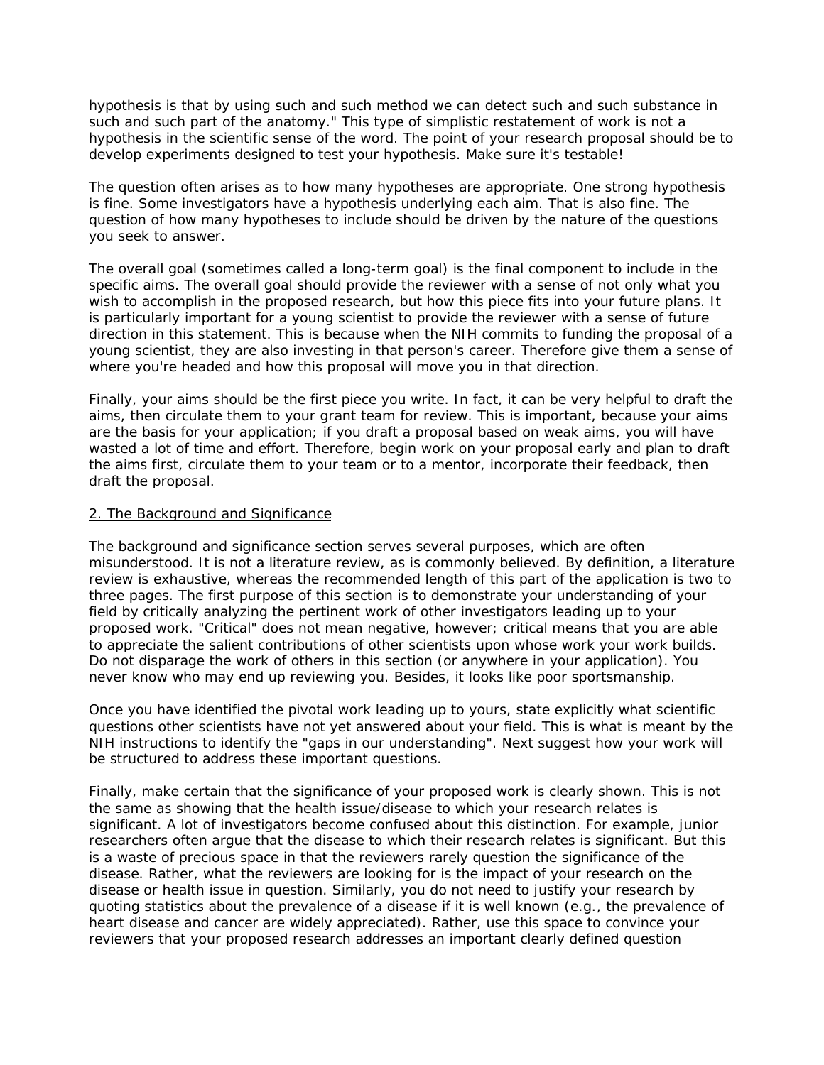hypothesis is that by using such and such method we can detect such and such substance in such and such part of the anatomy." This type of simplistic restatement of work is not a hypothesis in the scientific sense of the word. The point of your research proposal should be to develop experiments designed to test your hypothesis. Make sure it's testable!

The question often arises as to how many hypotheses are appropriate. One strong hypothesis is fine. Some investigators have a hypothesis underlying each aim. That is also fine. The question of how many hypotheses to include should be driven by the nature of the questions you seek to answer.

The overall goal (sometimes called a long-term goal) is the final component to include in the specific aims. The overall goal should provide the reviewer with a sense of not only what you wish to accomplish in the proposed research, but how this piece fits into your future plans. It is particularly important for a young scientist to provide the reviewer with a sense of future direction in this statement. This is because when the NIH commits to funding the proposal of a young scientist, they are also investing in that person's career. Therefore give them a sense of where you're headed and how this proposal will move you in that direction.

Finally, your aims should be the first piece you write. In fact, it can be very helpful to draft the aims, then circulate them to your grant team for review. This is important, because your aims are the basis for your application; if you draft a proposal based on weak aims, you will have wasted a lot of time and effort. Therefore, begin work on your proposal early and plan to draft the aims first, circulate them to your team or to a mentor, incorporate their feedback, then draft the proposal.

## 2. The Background and Significance

The background and significance section serves several purposes, which are often misunderstood. It is not a literature review, as is commonly believed. By definition, a literature review is exhaustive, whereas the recommended length of this part of the application is two to three pages. The first purpose of this section is to demonstrate your understanding of your field by critically analyzing the pertinent work of other investigators leading up to your proposed work. "Critical" does not mean negative, however; critical means that you are able to appreciate the salient contributions of other scientists upon whose work your work builds. Do not disparage the work of others in this section (or anywhere in your application). You never know who may end up reviewing you. Besides, it looks like poor sportsmanship.

Once you have identified the pivotal work leading up to yours, state explicitly what scientific questions other scientists have not yet answered about your field. This is what is meant by the NIH instructions to identify the "gaps in our understanding". Next suggest how your work will be structured to address these important questions.

Finally, make certain that the significance of your proposed work is clearly shown. This is not the same as showing that the health issue/disease to which your research relates is significant. A lot of investigators become confused about this distinction. For example, junior researchers often argue that the disease to which their research relates is significant. But this is a waste of precious space in that the reviewers rarely question the significance of the disease. Rather, what the reviewers are looking for is the impact of your research on the disease or health issue in question. Similarly, you do not need to justify your research by quoting statistics about the prevalence of a disease if it is well known (e.g., the prevalence of heart disease and cancer are widely appreciated). Rather, use this space to convince your reviewers that your proposed research addresses an important clearly defined question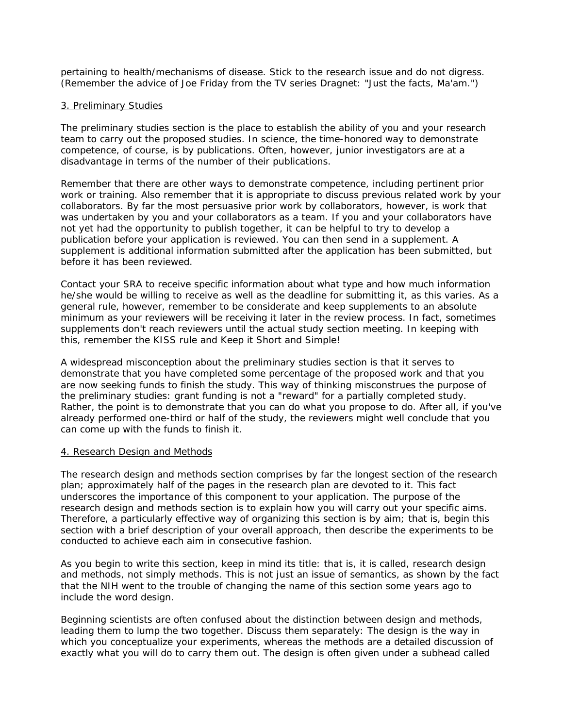pertaining to health/mechanisms of disease. Stick to the research issue and do not digress. (Remember the advice of Joe Friday from the TV series Dragnet: "Just the facts, Ma'am.")

### 3. Preliminary Studies

The preliminary studies section is the place to establish the ability of you and your research team to carry out the proposed studies. In science, the time-honored way to demonstrate competence, of course, is by publications. Often, however, junior investigators are at a disadvantage in terms of the number of their publications.

Remember that there are other ways to demonstrate competence, including pertinent prior work or training. Also remember that it is appropriate to discuss previous related work by your collaborators. By far the most persuasive prior work by collaborators, however, is work that was undertaken by you and your collaborators as a team. If you and your collaborators have not yet had the opportunity to publish together, it can be helpful to try to develop a publication before your application is reviewed. You can then send in a supplement. A supplement is additional information submitted after the application has been submitted, but before it has been reviewed.

Contact your SRA to receive specific information about what type and how much information he/she would be willing to receive as well as the deadline for submitting it, as this varies. As a general rule, however, remember to be considerate and keep supplements to an absolute minimum as your reviewers will be receiving it later in the review process. In fact, sometimes supplements don't reach reviewers until the actual study section meeting. In keeping with this, remember the KISS rule and Keep it Short and Simple!

A widespread misconception about the preliminary studies section is that it serves to demonstrate that you have completed some percentage of the proposed work and that you are now seeking funds to finish the study. This way of thinking misconstrues the purpose of the preliminary studies: grant funding is not a "reward" for a partially completed study. Rather, the point is to demonstrate that you can do what you propose to do. After all, if you've already performed one-third or half of the study, the reviewers might well conclude that you can come up with the funds to finish it.

### 4. Research Design and Methods

The research design and methods section comprises by far the longest section of the research plan; approximately half of the pages in the research plan are devoted to it. This fact underscores the importance of this component to your application. The purpose of the research design and methods section is to explain how you will carry out your specific aims. Therefore, a particularly effective way of organizing this section is by aim; that is, begin this section with a brief description of your overall approach, then describe the experiments to be conducted to achieve each aim in consecutive fashion.

As you begin to write this section, keep in mind its title: that is, it is called, research design and methods, not simply methods. This is not just an issue of semantics, as shown by the fact that the NIH went to the trouble of changing the name of this section some years ago to include the word design.

Beginning scientists are often confused about the distinction between design and methods, leading them to lump the two together. Discuss them separately: The design is the way in which you conceptualize your experiments, whereas the methods are a detailed discussion of exactly what you will do to carry them out. The design is often given under a subhead called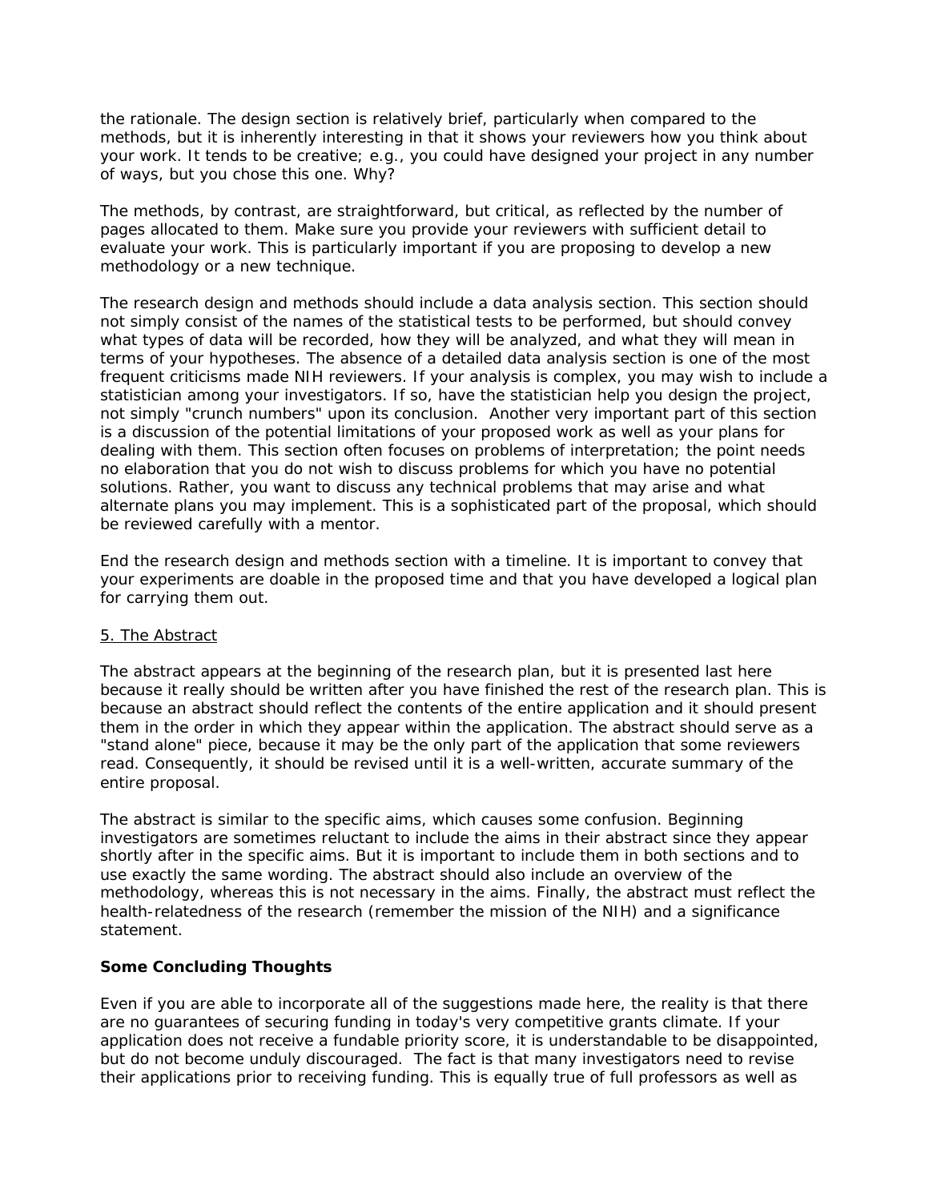the rationale. The design section is relatively brief, particularly when compared to the methods, but it is inherently interesting in that it shows your reviewers how you think about your work. It tends to be creative; e.g., you could have designed your project in any number of ways, but you chose this one. Why?

The methods, by contrast, are straightforward, but critical, as reflected by the number of pages allocated to them. Make sure you provide your reviewers with sufficient detail to evaluate your work. This is particularly important if you are proposing to develop a new methodology or a new technique.

The research design and methods should include a data analysis section. This section should not simply consist of the names of the statistical tests to be performed, but should convey what types of data will be recorded, how they will be analyzed, and what they will mean in terms of your hypotheses. The absence of a detailed data analysis section is one of the most frequent criticisms made NIH reviewers. If your analysis is complex, you may wish to include a statistician among your investigators. If so, have the statistician help you design the project, not simply "crunch numbers" upon its conclusion. Another very important part of this section is a discussion of the potential limitations of your proposed work as well as your plans for dealing with them. This section often focuses on problems of interpretation; the point needs no elaboration that you do not wish to discuss problems for which you have no potential solutions. Rather, you want to discuss any technical problems that may arise and what alternate plans you may implement. This is a sophisticated part of the proposal, which should be reviewed carefully with a mentor.

End the research design and methods section with a timeline. It is important to convey that your experiments are doable in the proposed time and that you have developed a logical plan for carrying them out.

5. The Abstract

The abstract appears at the beginning of the research plan, but it is presented last here because it really should be written after you have finished the rest of the research plan. This is because an abstract should reflect the contents of the entire application and it should present them in the order in which they appear within the application. The abstract should serve as a "stand alone" piece, because it may be the only part of the application that some reviewers read. Consequently, it should be revised until it is a well-written, accurate summary of the entire proposal.

The abstract is similar to the specific aims, which causes some confusion. Beginning investigators are sometimes reluctant to include the aims in their abstract since they appear shortly after in the specific aims. But it is important to include them in both sections and to use exactly the same wording. The abstract should also include an overview of the methodology, whereas this is not necessary in the aims. Finally, the abstract must reflect the health-relatedness of the research (remember the mission of the NIH) and a significance statement.

**Some Concluding Thoughts**

Even if you are able to incorporate all of the suggestions made here, the reality is that there are no guarantees of securing funding in today's very competitive grants climate. If your application does not receive a fundable priority score, it is understandable to be disappointed, but do not become unduly discouraged. The fact is that many investigators need to revise their applications prior to receiving funding. This is equally true of full professors as well as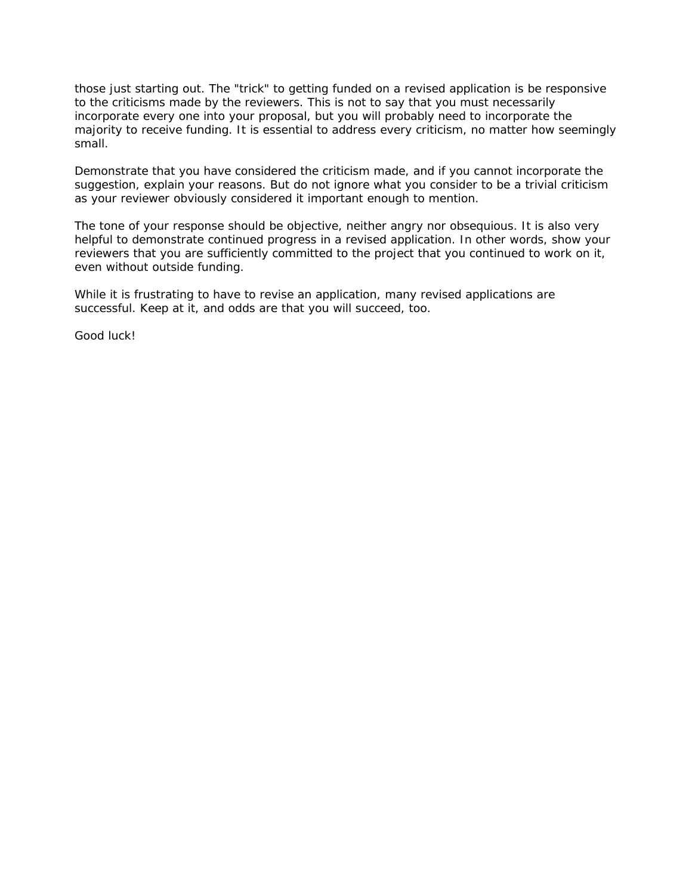those just starting out. The "trick" to getting funded on a revised application is be responsive to the criticisms made by the reviewers. This is not to say that you must necessarily incorporate every one into your proposal, but you will probably need to incorporate the majority to receive funding. It is essential to address every criticism, no matter how seemingly small.

Demonstrate that you have considered the criticism made, and if you cannot incorporate the suggestion, explain your reasons. But do not ignore what you consider to be a trivial criticism as your reviewer obviously considered it important enough to mention.

The tone of your response should be objective, neither angry nor obsequious. It is also very helpful to demonstrate continued progress in a revised application. In other words, show your reviewers that you are sufficiently committed to the project that you continued to work on it, even without outside funding.

While it is frustrating to have to revise an application, many revised applications are successful. Keep at it, and odds are that you will succeed, too.

Good luck!